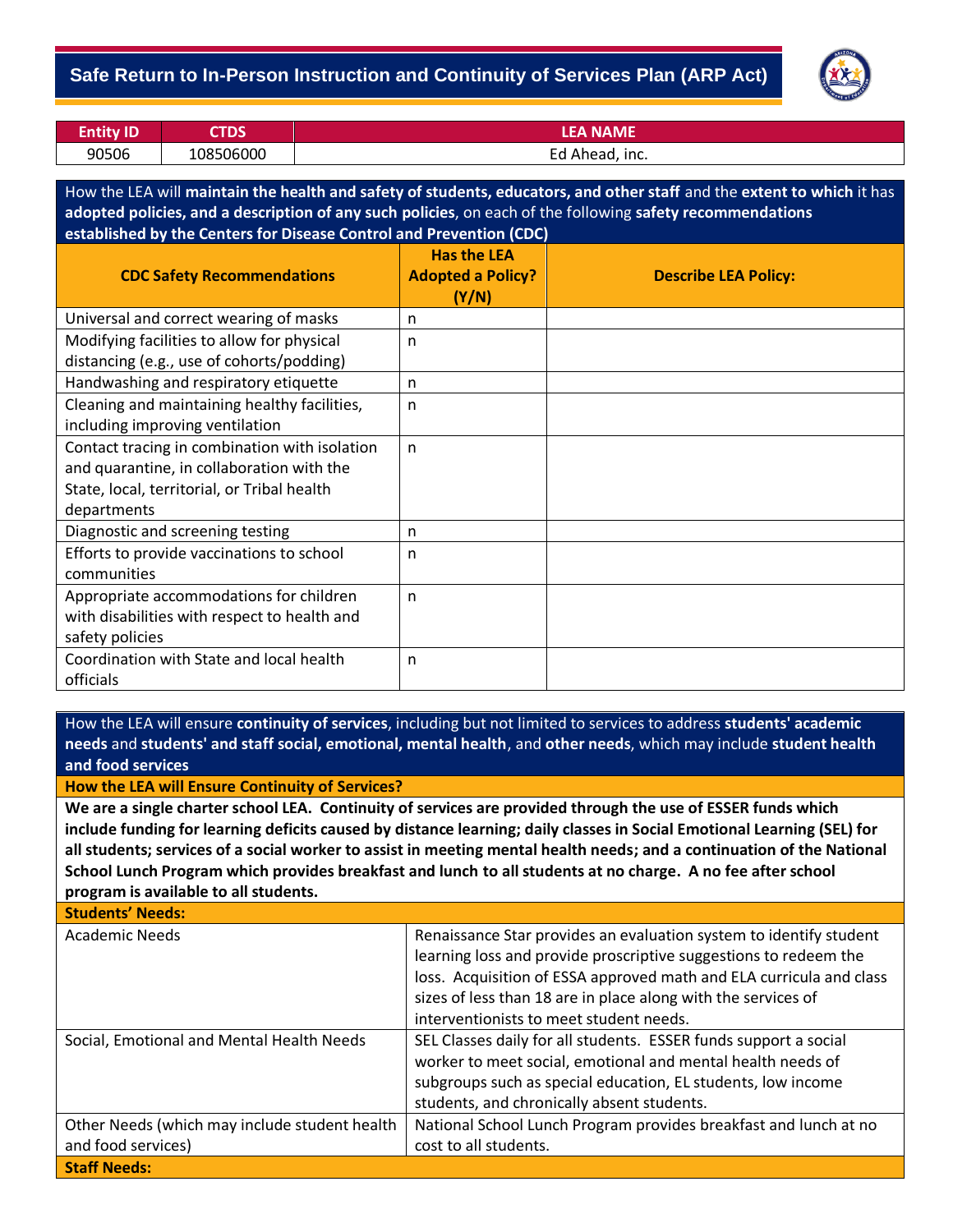# Safe Return to In-Person Instruction and Continuity of Services Plan (ARP Act)

| Entity ID | CTDS | LEA NAME |
|---|---|---|
| 90506 | 108506000 | Ed Ahead, inc. |

How the LEA will **maintain the health and safety of students, educators, and other staff** and the **extent to which** it has **adopted policies, and a description of any such policies**, on each of the following **safety recommendations established by the Centers for Disease Control and Prevention (CDC)**

| CDC Safety Recommendations | Has the LEA Adopted a Policy? (Y/N) | Describe LEA Policy: |
|---|---|---|
| Universal and correct wearing of masks | n | |
| Modifying facilities to allow for physical distancing (e.g., use of cohorts/podding) | n | |
| Handwashing and respiratory etiquette | n | |
| Cleaning and maintaining healthy facilities, including improving ventilation | n | |
| Contact tracing in combination with isolation and quarantine, in collaboration with the State, local, territorial, or Tribal health departments | n | |
| Diagnostic and screening testing | n | |
| Efforts to provide vaccinations to school communities | n | |
| Appropriate accommodations for children with disabilities with respect to health and safety policies | n | |
| Coordination with State and local health officials | n | |

How the LEA will ensure **continuity of services**, including but not limited to services to address **students' academic needs** and **students' and staff social, emotional, mental health**, and **other needs**, which may include **student health and food services**

**How the LEA will Ensure Continuity of Services?**

**We are a single charter school LEA. Continuity of services are provided through the use of ESSER funds which include funding for learning deficits caused by distance learning; daily classes in Social Emotional Learning (SEL) for all students; services of a social worker to assist in meeting mental health needs; and a continuation of the National School Lunch Program which provides breakfast and lunch to all students at no charge. A no fee after school program is available to all students.**

| **Students' Needs:** | |
|---|---|
| Academic Needs | Renaissance Star provides an evaluation system to identify student learning loss and provide proscriptive suggestions to redeem the loss. Acquisition of ESSA approved math and ELA curricula and class sizes of less than 18 are in place along with the services of interventionists to meet student needs. |
| Social, Emotional and Mental Health Needs | SEL Classes daily for all students. ESSER funds support a social worker to meet social, emotional and mental health needs of subgroups such as special education, EL students, low income students, and chronically absent students. |
| Other Needs (which may include student health and food services) | National School Lunch Program provides breakfast and lunch at no cost to all students. |
| **Staff Needs:** | |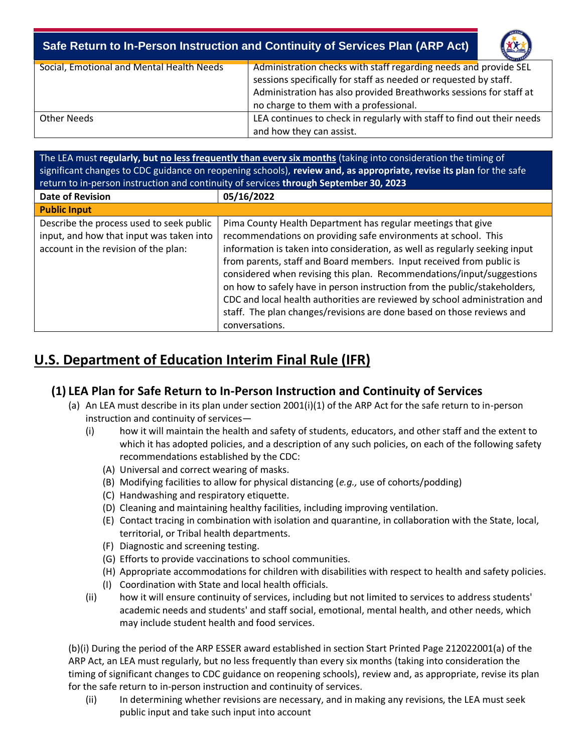| Social, Emotional and Mental Health Needs | Administration checks with staff regarding needs and provide SEL sessions specifically for staff as needed or requested by staff. Administration has also provided Breathworks sessions for staff at no charge to them with a professional. |
|---|---|
| Other Needs | LEA continues to check in regularly with staff to find out their needs and how they can assist. |

The LEA must **regularly, but <u>no less frequently than every six months</u>** (taking into consideration the timing of significant changes to CDC guidance on reopening schools), **review and, as appropriate, revise its plan** for the safe return to in-person instruction and continuity of services **through September 30, 2023**

| **Date of Revision** | **05/16/2022** |
|---|---|
| **Public Input** | |
| Describe the process used to seek public input, and how that input was taken into account in the revision of the plan: | Pima County Health Department has regular meetings that give recommendations on providing safe environments at school. This information is taken into consideration, as well as regularly seeking input from parents, staff and Board members. Input received from public is considered when revising this plan. Recommendations/input/suggestions on how to safely have in person instruction from the public/stakeholders, CDC and local health authorities are reviewed by school administration and staff. The plan changes/revisions are done based on those reviews and conversations. |

# U.S. Department of Education Interim Final Rule (IFR)

## (1) LEA Plan for Safe Return to In-Person Instruction and Continuity of Services

(a) An LEA must describe in its plan under section 2001(i)(1) of the ARP Act for the safe return to in-person instruction and continuity of services—

(i) how it will maintain the health and safety of students, educators, and other staff and the extent to which it has adopted policies, and a description of any such policies, on each of the following safety recommendations established by the CDC:

(A) Universal and correct wearing of masks.
(B) Modifying facilities to allow for physical distancing (*e.g.,* use of cohorts/podding)
(C) Handwashing and respiratory etiquette.
(D) Cleaning and maintaining healthy facilities, including improving ventilation.
(E) Contact tracing in combination with isolation and quarantine, in collaboration with the State, local, territorial, or Tribal health departments.
(F) Diagnostic and screening testing.
(G) Efforts to provide vaccinations to school communities.
(H) Appropriate accommodations for children with disabilities with respect to health and safety policies.
(I) Coordination with State and local health officials.

(ii) how it will ensure continuity of services, including but not limited to services to address students' academic needs and students' and staff social, emotional, mental health, and other needs, which may include student health and food services.

(b)(i) During the period of the ARP ESSER award established in section Start Printed Page 212022001(a) of the ARP Act, an LEA must regularly, but no less frequently than every six months (taking into consideration the timing of significant changes to CDC guidance on reopening schools), review and, as appropriate, revise its plan for the safe return to in-person instruction and continuity of services.

(ii) In determining whether revisions are necessary, and in making any revisions, the LEA must seek public input and take such input into account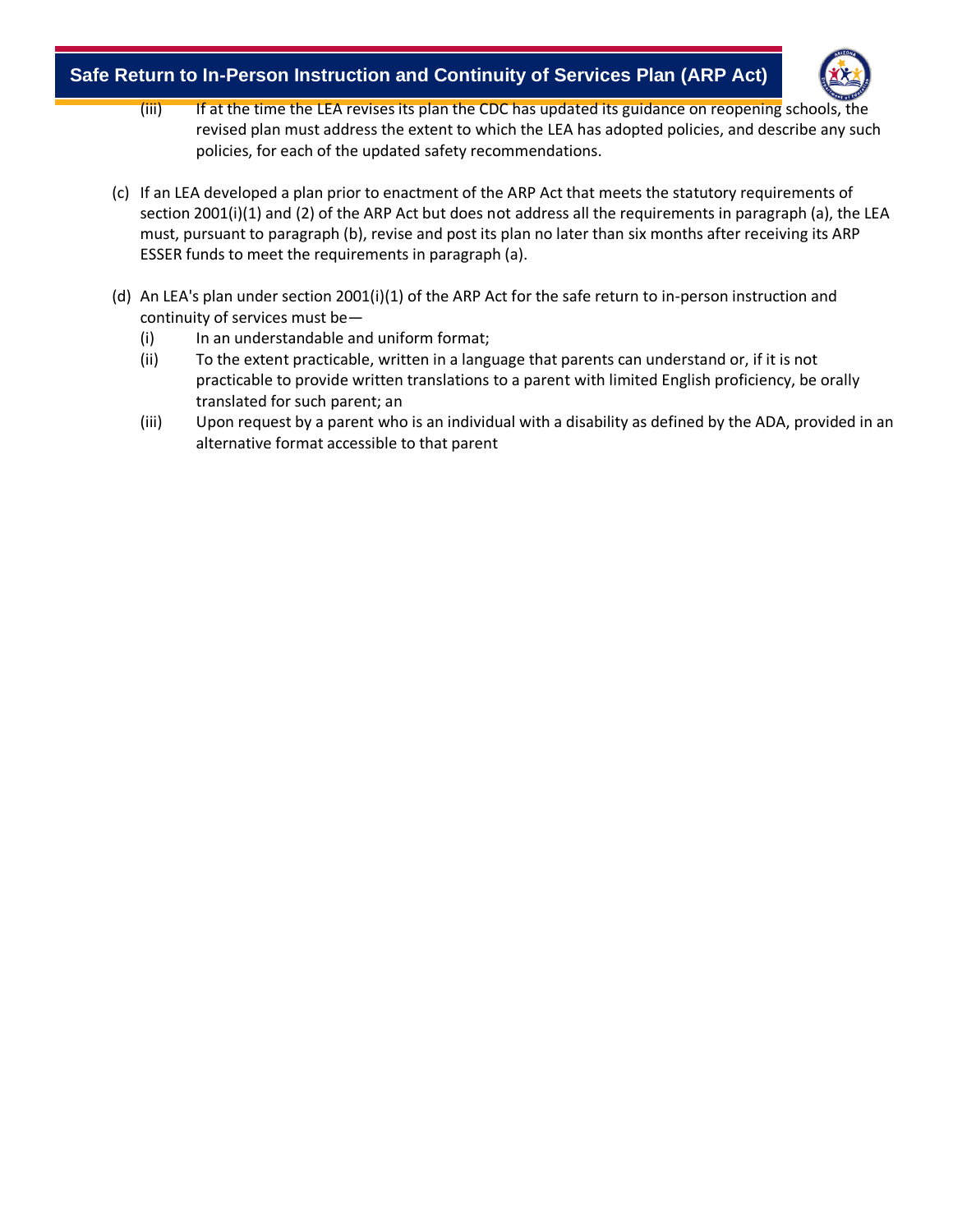(iii) If at the time the LEA revises its plan the CDC has updated its guidance on reopening schools, the revised plan must address the extent to which the LEA has adopted policies, and describe any such policies, for each of the updated safety recommendations.

(c) If an LEA developed a plan prior to enactment of the ARP Act that meets the statutory requirements of section 2001(i)(1) and (2) of the ARP Act but does not address all the requirements in paragraph (a), the LEA must, pursuant to paragraph (b), revise and post its plan no later than six months after receiving its ARP ESSER funds to meet the requirements in paragraph (a).

(d) An LEA's plan under section 2001(i)(1) of the ARP Act for the safe return to in-person instruction and continuity of services must be—
  - (i) In an understandable and uniform format;
  - (ii) To the extent practicable, written in a language that parents can understand or, if it is not practicable to provide written translations to a parent with limited English proficiency, be orally translated for such parent; an
  - (iii) Upon request by a parent who is an individual with a disability as defined by the ADA, provided in an alternative format accessible to that parent